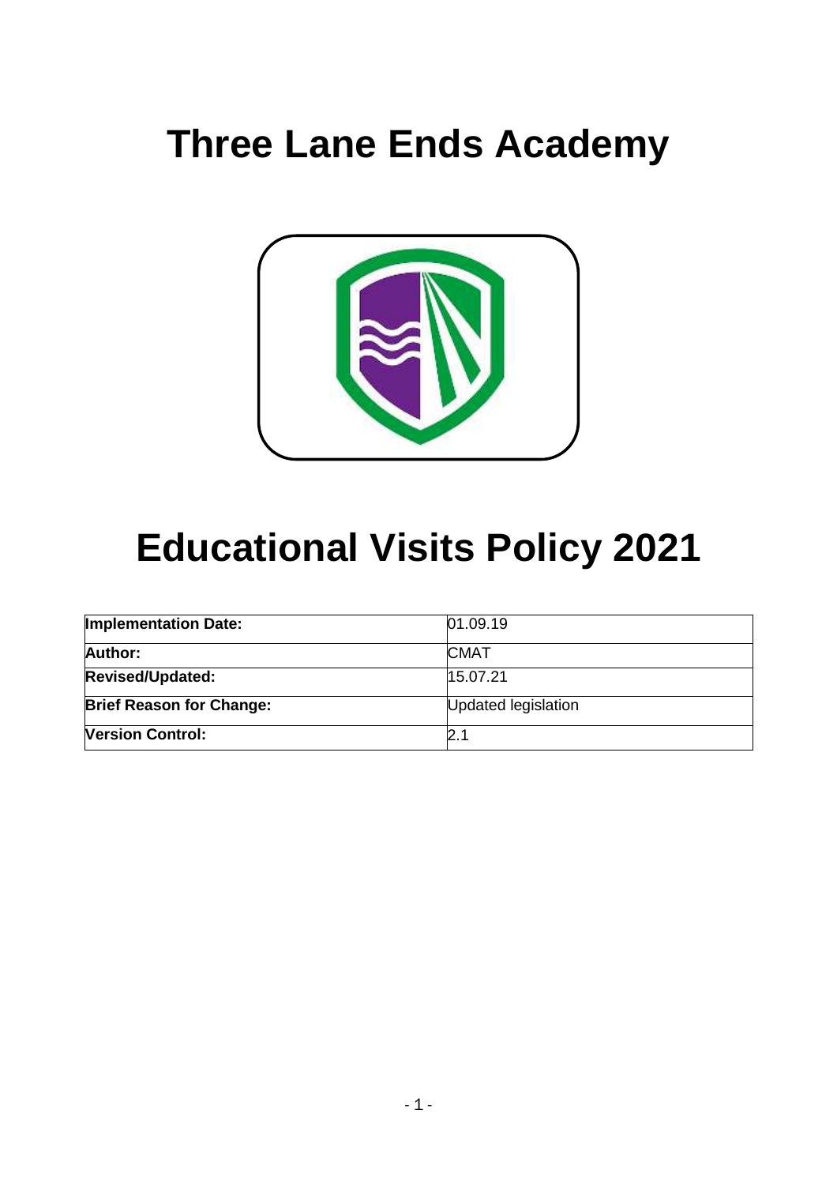# Three Lane Ends Academy

# Educational Visits Policy 2021

| Implementation Date: | 01.09.19 |
|---|---|
| Author: | CMAT |
| Revised/Updated: | 15.07.21 |
| Brief Reason for Change: | Updated legislation |
| Version Control: | 2.1 |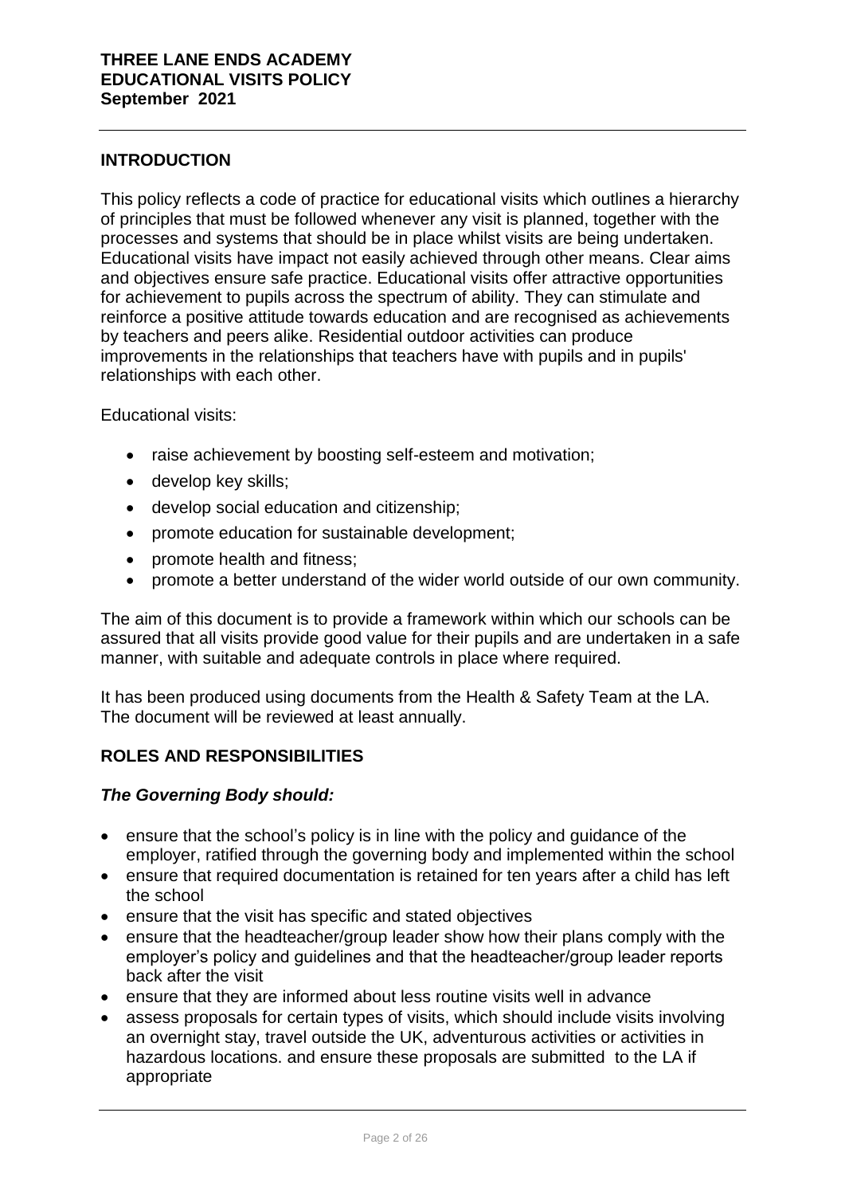**THREE LANE ENDS ACADEMY**
**EDUCATIONAL VISITS POLICY**
**September 2021**

## INTRODUCTION

This policy reflects a code of practice for educational visits which outlines a hierarchy of principles that must be followed whenever any visit is planned, together with the processes and systems that should be in place whilst visits are being undertaken. Educational visits have impact not easily achieved through other means. Clear aims and objectives ensure safe practice. Educational visits offer attractive opportunities for achievement to pupils across the spectrum of ability. They can stimulate and reinforce a positive attitude towards education and are recognised as achievements by teachers and peers alike. Residential outdoor activities can produce improvements in the relationships that teachers have with pupils and in pupils' relationships with each other.

Educational visits:

- raise achievement by boosting self-esteem and motivation;
- develop key skills;
- develop social education and citizenship;
- promote education for sustainable development;
- promote health and fitness;
- promote a better understand of the wider world outside of our own community.

The aim of this document is to provide a framework within which our schools can be assured that all visits provide good value for their pupils and are undertaken in a safe manner, with suitable and adequate controls in place where required.

It has been produced using documents from the Health & Safety Team at the LA. The document will be reviewed at least annually.

## ROLES AND RESPONSIBILITIES

### *The Governing Body should:*

- ensure that the school's policy is in line with the policy and guidance of the employer, ratified through the governing body and implemented within the school
- ensure that required documentation is retained for ten years after a child has left the school
- ensure that the visit has specific and stated objectives
- ensure that the headteacher/group leader show how their plans comply with the employer's policy and guidelines and that the headteacher/group leader reports back after the visit
- ensure that they are informed about less routine visits well in advance
- assess proposals for certain types of visits, which should include visits involving an overnight stay, travel outside the UK, adventurous activities or activities in hazardous locations. and ensure these proposals are submitted to the LA if appropriate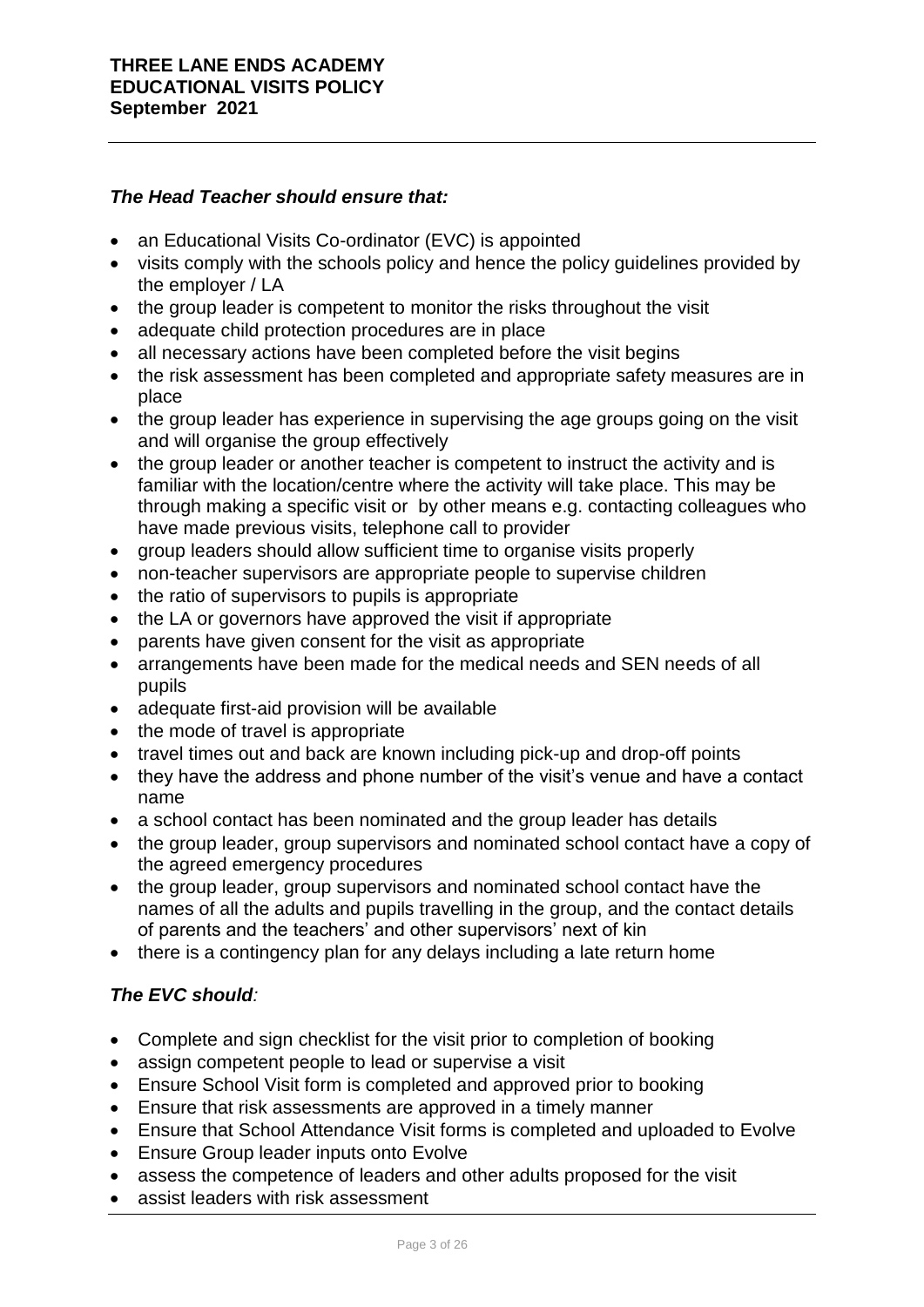*The Head Teacher should ensure that:*

- an Educational Visits Co-ordinator (EVC) is appointed
- visits comply with the schools policy and hence the policy guidelines provided by the employer / LA
- the group leader is competent to monitor the risks throughout the visit
- adequate child protection procedures are in place
- all necessary actions have been completed before the visit begins
- the risk assessment has been completed and appropriate safety measures are in place
- the group leader has experience in supervising the age groups going on the visit and will organise the group effectively
- the group leader or another teacher is competent to instruct the activity and is familiar with the location/centre where the activity will take place. This may be through making a specific visit or by other means e.g. contacting colleagues who have made previous visits, telephone call to provider
- group leaders should allow sufficient time to organise visits properly
- non-teacher supervisors are appropriate people to supervise children
- the ratio of supervisors to pupils is appropriate
- the LA or governors have approved the visit if appropriate
- parents have given consent for the visit as appropriate
- arrangements have been made for the medical needs and SEN needs of all pupils
- adequate first-aid provision will be available
- the mode of travel is appropriate
- travel times out and back are known including pick-up and drop-off points
- they have the address and phone number of the visit's venue and have a contact name
- a school contact has been nominated and the group leader has details
- the group leader, group supervisors and nominated school contact have a copy of the agreed emergency procedures
- the group leader, group supervisors and nominated school contact have the names of all the adults and pupils travelling in the group, and the contact details of parents and the teachers' and other supervisors' next of kin
- there is a contingency plan for any delays including a late return home

*The EVC should:*

- Complete and sign checklist for the visit prior to completion of booking
- assign competent people to lead or supervise a visit
- Ensure School Visit form is completed and approved prior to booking
- Ensure that risk assessments are approved in a timely manner
- Ensure that School Attendance Visit forms is completed and uploaded to Evolve
- Ensure Group leader inputs onto Evolve
- assess the competence of leaders and other adults proposed for the visit
- assist leaders with risk assessment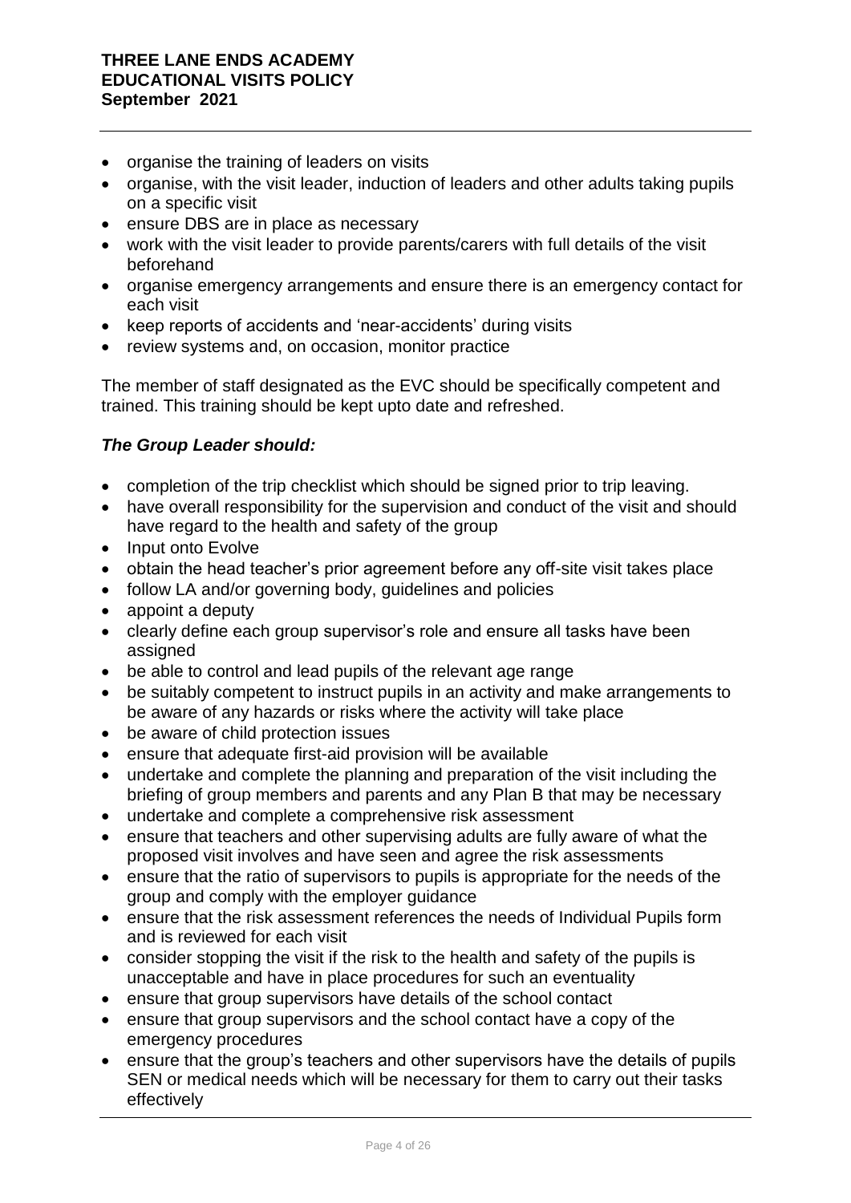- organise the training of leaders on visits
- organise, with the visit leader, induction of leaders and other adults taking pupils on a specific visit
- ensure DBS are in place as necessary
- work with the visit leader to provide parents/carers with full details of the visit beforehand
- organise emergency arrangements and ensure there is an emergency contact for each visit
- keep reports of accidents and 'near-accidents' during visits
- review systems and, on occasion, monitor practice

The member of staff designated as the EVC should be specifically competent and trained. This training should be kept upto date and refreshed.

***The Group Leader should:***

- completion of the trip checklist which should be signed prior to trip leaving.
- have overall responsibility for the supervision and conduct of the visit and should have regard to the health and safety of the group
- Input onto Evolve
- obtain the head teacher's prior agreement before any off-site visit takes place
- follow LA and/or governing body, guidelines and policies
- appoint a deputy
- clearly define each group supervisor's role and ensure all tasks have been assigned
- be able to control and lead pupils of the relevant age range
- be suitably competent to instruct pupils in an activity and make arrangements to be aware of any hazards or risks where the activity will take place
- be aware of child protection issues
- ensure that adequate first-aid provision will be available
- undertake and complete the planning and preparation of the visit including the briefing of group members and parents and any Plan B that may be necessary
- undertake and complete a comprehensive risk assessment
- ensure that teachers and other supervising adults are fully aware of what the proposed visit involves and have seen and agree the risk assessments
- ensure that the ratio of supervisors to pupils is appropriate for the needs of the group and comply with the employer guidance
- ensure that the risk assessment references the needs of Individual Pupils form and is reviewed for each visit
- consider stopping the visit if the risk to the health and safety of the pupils is unacceptable and have in place procedures for such an eventuality
- ensure that group supervisors have details of the school contact
- ensure that group supervisors and the school contact have a copy of the emergency procedures
- ensure that the group's teachers and other supervisors have the details of pupils SEN or medical needs which will be necessary for them to carry out their tasks effectively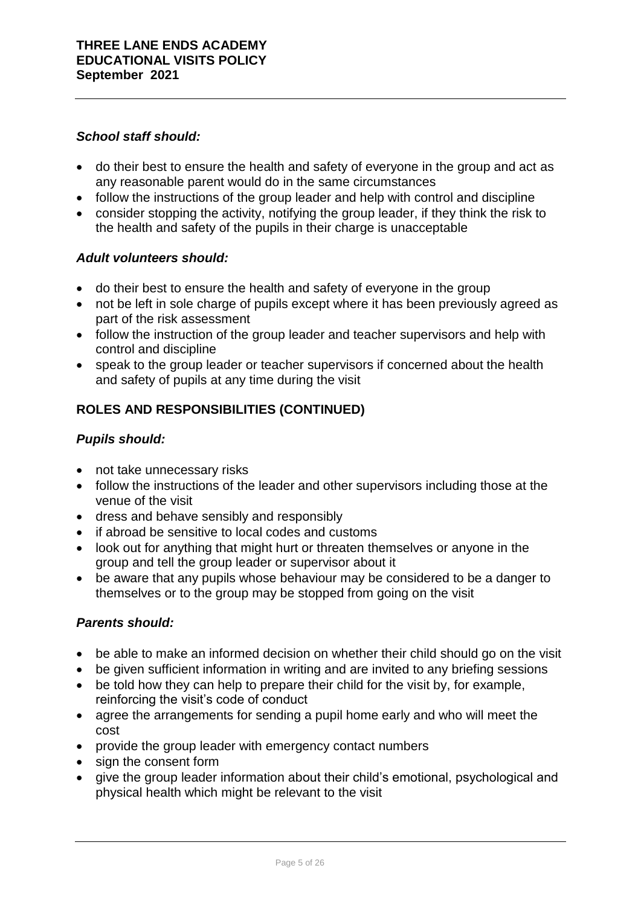### *School staff should:*

- do their best to ensure the health and safety of everyone in the group and act as any reasonable parent would do in the same circumstances
- follow the instructions of the group leader and help with control and discipline
- consider stopping the activity, notifying the group leader, if they think the risk to the health and safety of the pupils in their charge is unacceptable

### *Adult volunteers should:*

- do their best to ensure the health and safety of everyone in the group
- not be left in sole charge of pupils except where it has been previously agreed as part of the risk assessment
- follow the instruction of the group leader and teacher supervisors and help with control and discipline
- speak to the group leader or teacher supervisors if concerned about the health and safety of pupils at any time during the visit

## ROLES AND RESPONSIBILITIES (CONTINUED)

### *Pupils should:*

- not take unnecessary risks
- follow the instructions of the leader and other supervisors including those at the venue of the visit
- dress and behave sensibly and responsibly
- if abroad be sensitive to local codes and customs
- look out for anything that might hurt or threaten themselves or anyone in the group and tell the group leader or supervisor about it
- be aware that any pupils whose behaviour may be considered to be a danger to themselves or to the group may be stopped from going on the visit

### *Parents should:*

- be able to make an informed decision on whether their child should go on the visit
- be given sufficient information in writing and are invited to any briefing sessions
- be told how they can help to prepare their child for the visit by, for example, reinforcing the visit's code of conduct
- agree the arrangements for sending a pupil home early and who will meet the cost
- provide the group leader with emergency contact numbers
- sign the consent form
- give the group leader information about their child's emotional, psychological and physical health which might be relevant to the visit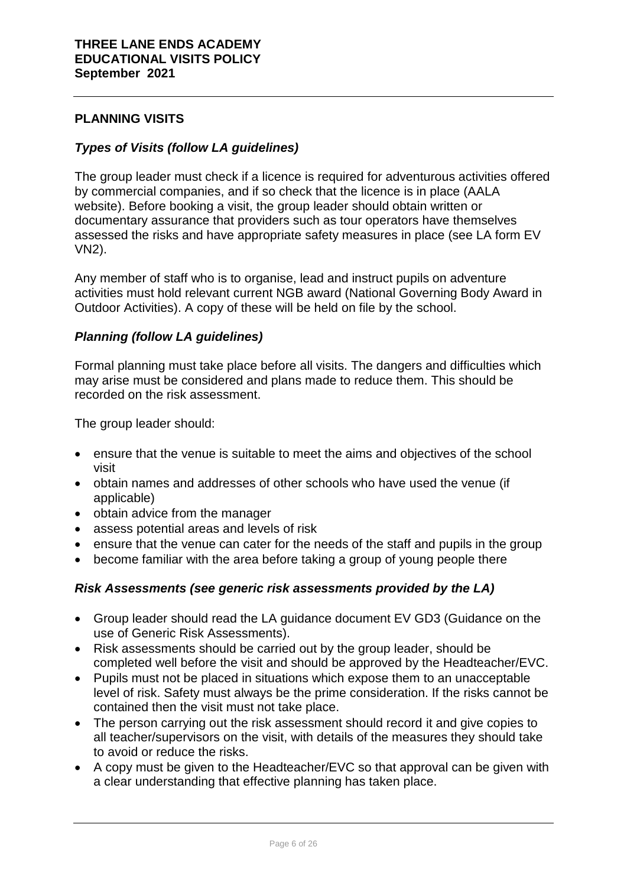## PLANNING VISITS

### *Types of Visits (follow LA guidelines)*

The group leader must check if a licence is required for adventurous activities offered by commercial companies, and if so check that the licence is in place (AALA website). Before booking a visit, the group leader should obtain written or documentary assurance that providers such as tour operators have themselves assessed the risks and have appropriate safety measures in place (see LA form EV VN2).

Any member of staff who is to organise, lead and instruct pupils on adventure activities must hold relevant current NGB award (National Governing Body Award in Outdoor Activities). A copy of these will be held on file by the school.

### *Planning (follow LA guidelines)*

Formal planning must take place before all visits. The dangers and difficulties which may arise must be considered and plans made to reduce them. This should be recorded on the risk assessment.

The group leader should:

- ensure that the venue is suitable to meet the aims and objectives of the school visit
- obtain names and addresses of other schools who have used the venue (if applicable)
- obtain advice from the manager
- assess potential areas and levels of risk
- ensure that the venue can cater for the needs of the staff and pupils in the group
- become familiar with the area before taking a group of young people there

### *Risk Assessments (see generic risk assessments provided by the LA)*

- Group leader should read the LA guidance document EV GD3 (Guidance on the use of Generic Risk Assessments).
- Risk assessments should be carried out by the group leader, should be completed well before the visit and should be approved by the Headteacher/EVC.
- Pupils must not be placed in situations which expose them to an unacceptable level of risk. Safety must always be the prime consideration. If the risks cannot be contained then the visit must not take place.
- The person carrying out the risk assessment should record it and give copies to all teacher/supervisors on the visit, with details of the measures they should take to avoid or reduce the risks.
- A copy must be given to the Headteacher/EVC so that approval can be given with a clear understanding that effective planning has taken place.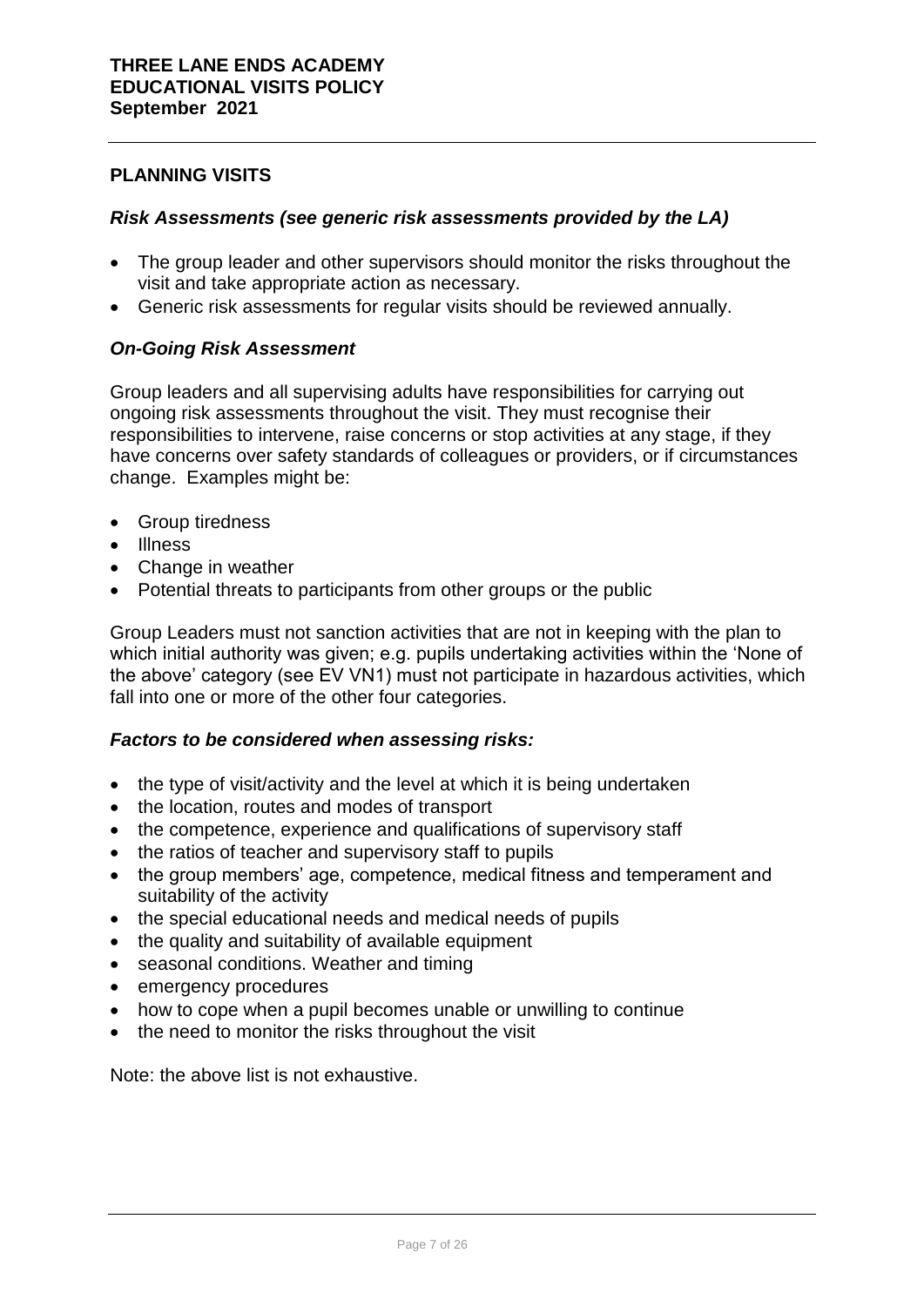## PLANNING VISITS

### *Risk Assessments (see generic risk assessments provided by the LA)*

- The group leader and other supervisors should monitor the risks throughout the visit and take appropriate action as necessary.
- Generic risk assessments for regular visits should be reviewed annually.

### *On-Going Risk Assessment*

Group leaders and all supervising adults have responsibilities for carrying out ongoing risk assessments throughout the visit. They must recognise their responsibilities to intervene, raise concerns or stop activities at any stage, if they have concerns over safety standards of colleagues or providers, or if circumstances change. Examples might be:

- Group tiredness
- Illness
- Change in weather
- Potential threats to participants from other groups or the public

Group Leaders must not sanction activities that are not in keeping with the plan to which initial authority was given; e.g. pupils undertaking activities within the 'None of the above' category (see EV VN1) must not participate in hazardous activities, which fall into one or more of the other four categories.

### *Factors to be considered when assessing risks:*

- the type of visit/activity and the level at which it is being undertaken
- the location, routes and modes of transport
- the competence, experience and qualifications of supervisory staff
- the ratios of teacher and supervisory staff to pupils
- the group members' age, competence, medical fitness and temperament and suitability of the activity
- the special educational needs and medical needs of pupils
- the quality and suitability of available equipment
- seasonal conditions. Weather and timing
- emergency procedures
- how to cope when a pupil becomes unable or unwilling to continue
- the need to monitor the risks throughout the visit

Note: the above list is not exhaustive.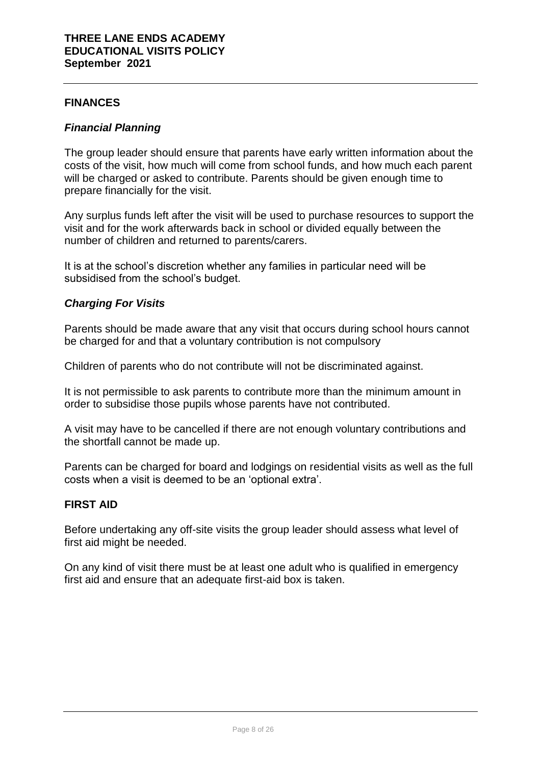## FINANCES

### *Financial Planning*

The group leader should ensure that parents have early written information about the costs of the visit, how much will come from school funds, and how much each parent will be charged or asked to contribute. Parents should be given enough time to prepare financially for the visit.

Any surplus funds left after the visit will be used to purchase resources to support the visit and for the work afterwards back in school or divided equally between the number of children and returned to parents/carers.

It is at the school's discretion whether any families in particular need will be subsidised from the school's budget.

### *Charging For Visits*

Parents should be made aware that any visit that occurs during school hours cannot be charged for and that a voluntary contribution is not compulsory

Children of parents who do not contribute will not be discriminated against.

It is not permissible to ask parents to contribute more than the minimum amount in order to subsidise those pupils whose parents have not contributed.

A visit may have to be cancelled if there are not enough voluntary contributions and the shortfall cannot be made up.

Parents can be charged for board and lodgings on residential visits as well as the full costs when a visit is deemed to be an 'optional extra'.

## FIRST AID

Before undertaking any off-site visits the group leader should assess what level of first aid might be needed.

On any kind of visit there must be at least one adult who is qualified in emergency first aid and ensure that an adequate first-aid box is taken.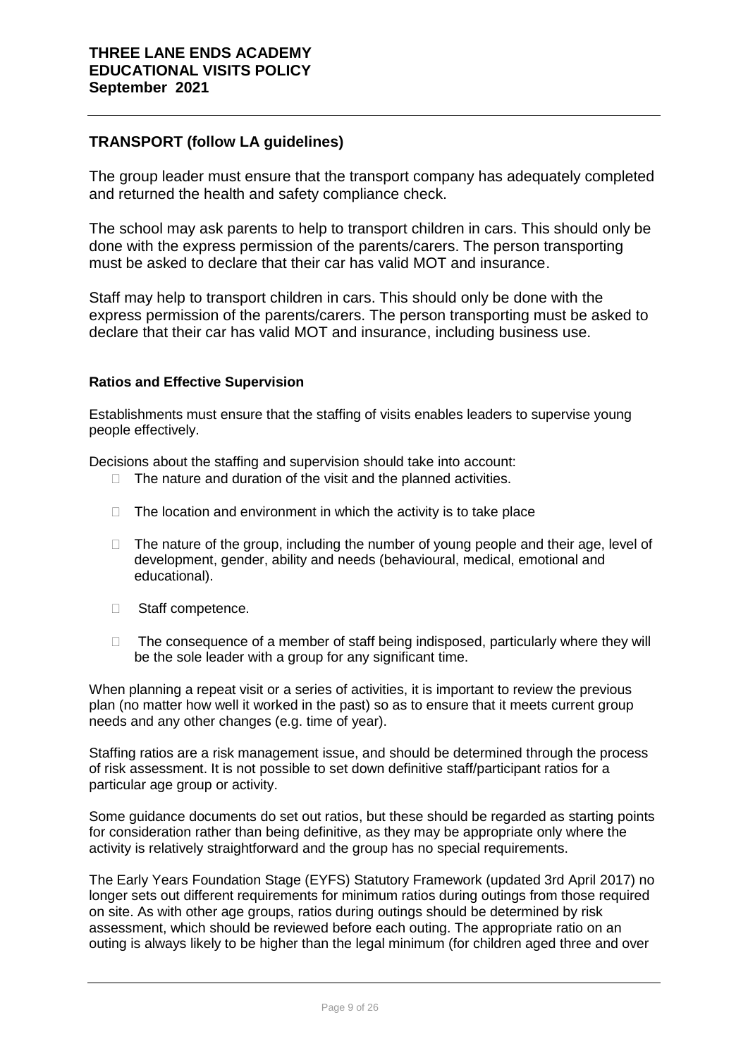## TRANSPORT (follow LA guidelines)

The group leader must ensure that the transport company has adequately completed and returned the health and safety compliance check.

The school may ask parents to help to transport children in cars. This should only be done with the express permission of the parents/carers. The person transporting must be asked to declare that their car has valid MOT and insurance.

Staff may help to transport children in cars. This should only be done with the express permission of the parents/carers. The person transporting must be asked to declare that their car has valid MOT and insurance, including business use.

### Ratios and Effective Supervision

Establishments must ensure that the staffing of visits enables leaders to supervise young people effectively.

Decisions about the staffing and supervision should take into account:

- The nature and duration of the visit and the planned activities.
- The location and environment in which the activity is to take place
- The nature of the group, including the number of young people and their age, level of development, gender, ability and needs (behavioural, medical, emotional and educational).
- Staff competence.
- The consequence of a member of staff being indisposed, particularly where they will be the sole leader with a group for any significant time.

When planning a repeat visit or a series of activities, it is important to review the previous plan (no matter how well it worked in the past) so as to ensure that it meets current group needs and any other changes (e.g. time of year).

Staffing ratios are a risk management issue, and should be determined through the process of risk assessment. It is not possible to set down definitive staff/participant ratios for a particular age group or activity.

Some guidance documents do set out ratios, but these should be regarded as starting points for consideration rather than being definitive, as they may be appropriate only where the activity is relatively straightforward and the group has no special requirements.

The Early Years Foundation Stage (EYFS) Statutory Framework (updated 3rd April 2017) no longer sets out different requirements for minimum ratios during outings from those required on site. As with other age groups, ratios during outings should be determined by risk assessment, which should be reviewed before each outing. The appropriate ratio on an outing is always likely to be higher than the legal minimum (for children aged three and over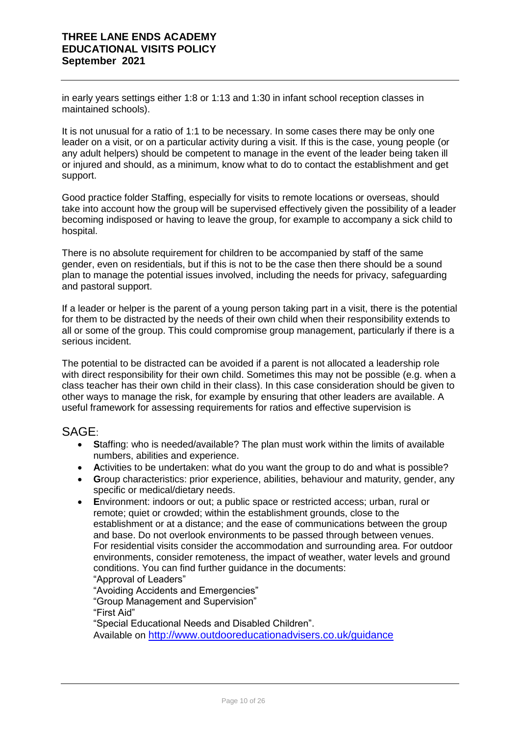in early years settings either 1:8 or 1:13 and 1:30 in infant school reception classes in maintained schools).

It is not unusual for a ratio of 1:1 to be necessary. In some cases there may be only one leader on a visit, or on a particular activity during a visit. If this is the case, young people (or any adult helpers) should be competent to manage in the event of the leader being taken ill or injured and should, as a minimum, know what to do to contact the establishment and get support.

Good practice folder Staffing, especially for visits to remote locations or overseas, should take into account how the group will be supervised effectively given the possibility of a leader becoming indisposed or having to leave the group, for example to accompany a sick child to hospital.

There is no absolute requirement for children to be accompanied by staff of the same gender, even on residentials, but if this is not to be the case then there should be a sound plan to manage the potential issues involved, including the needs for privacy, safeguarding and pastoral support.

If a leader or helper is the parent of a young person taking part in a visit, there is the potential for them to be distracted by the needs of their own child when their responsibility extends to all or some of the group. This could compromise group management, particularly if there is a serious incident.

The potential to be distracted can be avoided if a parent is not allocated a leadership role with direct responsibility for their own child. Sometimes this may not be possible (e.g. when a class teacher has their own child in their class). In this case consideration should be given to other ways to manage the risk, for example by ensuring that other leaders are available. A useful framework for assessing requirements for ratios and effective supervision is

## SAGE:

- **S**taffing: who is needed/available? The plan must work within the limits of available numbers, abilities and experience.
- **A**ctivities to be undertaken: what do you want the group to do and what is possible?
- **G**roup characteristics: prior experience, abilities, behaviour and maturity, gender, any specific or medical/dietary needs.
- **E**nvironment: indoors or out; a public space or restricted access; urban, rural or remote; quiet or crowded; within the establishment grounds, close to the establishment or at a distance; and the ease of communications between the group and base. Do not overlook environments to be passed through between venues. For residential visits consider the accommodation and surrounding area. For outdoor environments, consider remoteness, the impact of weather, water levels and ground conditions. You can find further guidance in the documents:
  "Approval of Leaders"
  "Avoiding Accidents and Emergencies"
  "Group Management and Supervision"
  "First Aid"
  "Special Educational Needs and Disabled Children".
  Available on http://www.outdooreducationadvisers.co.uk/guidance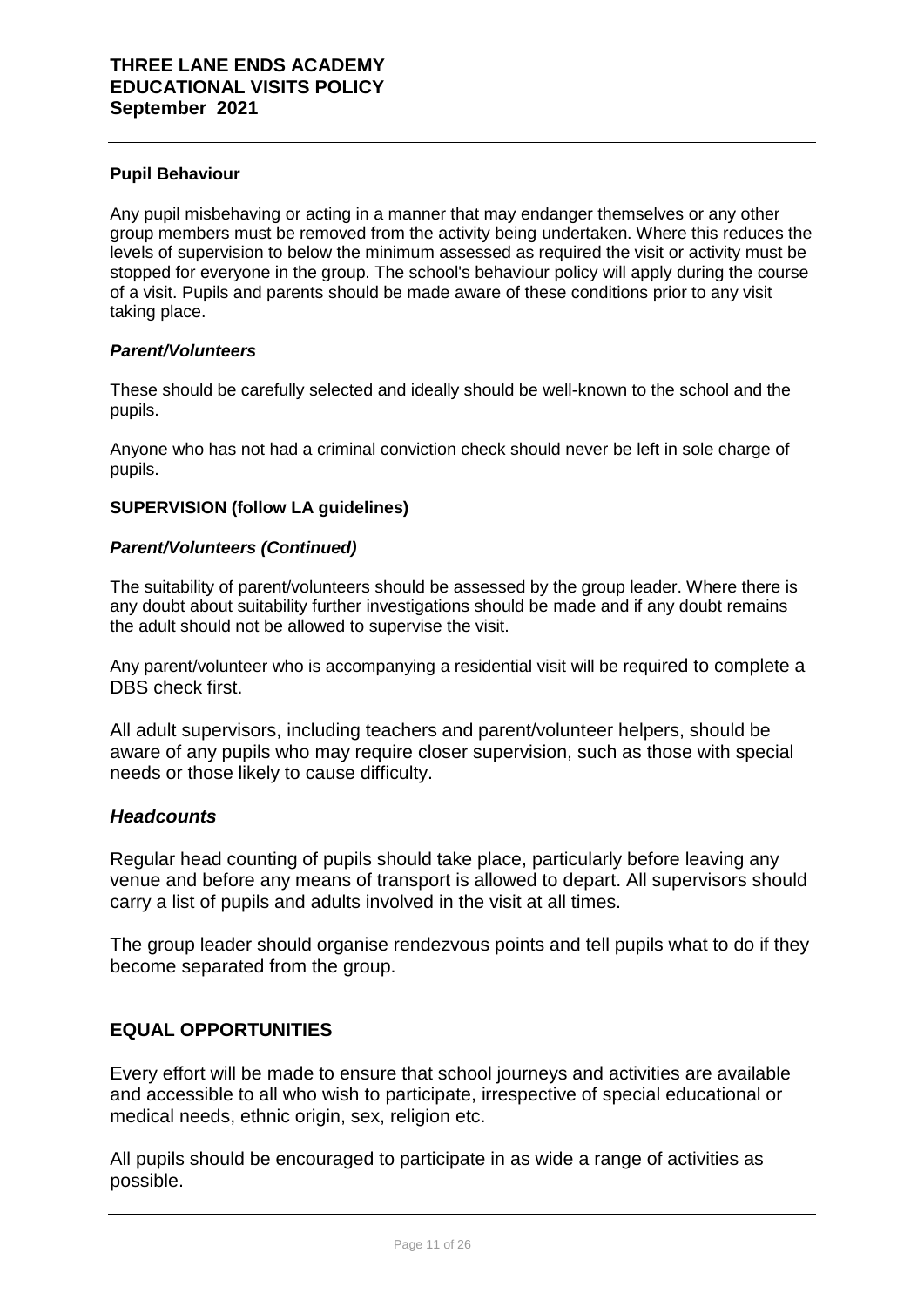#### **Pupil Behaviour**

Any pupil misbehaving or acting in a manner that may endanger themselves or any other group members must be removed from the activity being undertaken. Where this reduces the levels of supervision to below the minimum assessed as required the visit or activity must be stopped for everyone in the group. The school's behaviour policy will apply during the course of a visit. Pupils and parents should be made aware of these conditions prior to any visit taking place.

#### ***Parent/Volunteers***

These should be carefully selected and ideally should be well-known to the school and the pupils.

Anyone who has not had a criminal conviction check should never be left in sole charge of pupils.

#### **SUPERVISION (follow LA guidelines)**

#### ***Parent/Volunteers (Continued)***

The suitability of parent/volunteers should be assessed by the group leader. Where there is any doubt about suitability further investigations should be made and if any doubt remains the adult should not be allowed to supervise the visit.

Any parent/volunteer who is accompanying a residential visit will be required to complete a DBS check first.

All adult supervisors, including teachers and parent/volunteer helpers, should be aware of any pupils who may require closer supervision, such as those with special needs or those likely to cause difficulty.

### ***Headcounts***

Regular head counting of pupils should take place, particularly before leaving any venue and before any means of transport is allowed to depart. All supervisors should carry a list of pupils and adults involved in the visit at all times.

The group leader should organise rendezvous points and tell pupils what to do if they become separated from the group.

## **EQUAL OPPORTUNITIES**

Every effort will be made to ensure that school journeys and activities are available and accessible to all who wish to participate, irrespective of special educational or medical needs, ethnic origin, sex, religion etc.

All pupils should be encouraged to participate in as wide a range of activities as possible.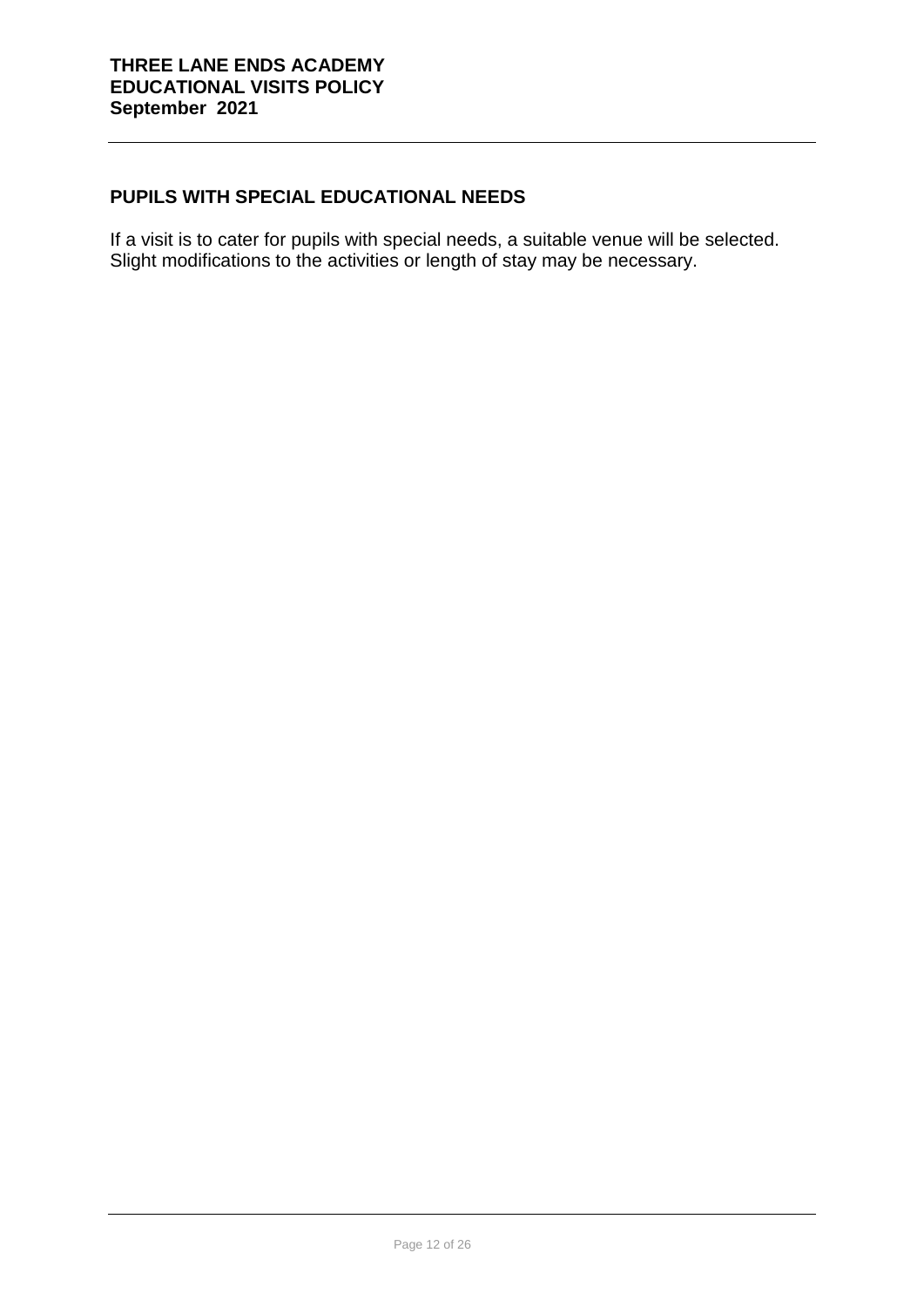## PUPILS WITH SPECIAL EDUCATIONAL NEEDS

If a visit is to cater for pupils with special needs, a suitable venue will be selected. Slight modifications to the activities or length of stay may be necessary.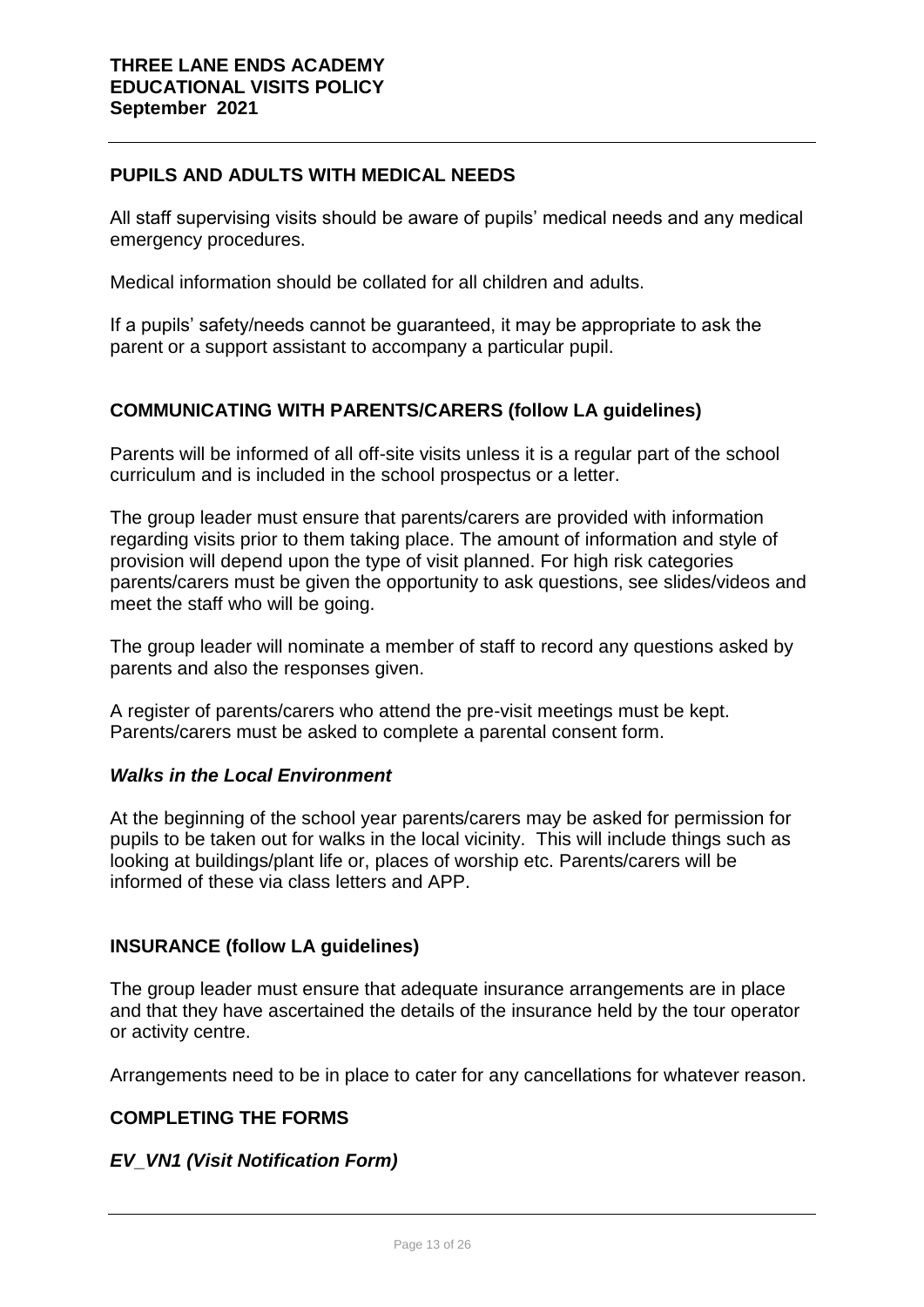## PUPILS AND ADULTS WITH MEDICAL NEEDS

All staff supervising visits should be aware of pupils' medical needs and any medical emergency procedures.

Medical information should be collated for all children and adults.

If a pupils' safety/needs cannot be guaranteed, it may be appropriate to ask the parent or a support assistant to accompany a particular pupil.

## COMMUNICATING WITH PARENTS/CARERS (follow LA guidelines)

Parents will be informed of all off-site visits unless it is a regular part of the school curriculum and is included in the school prospectus or a letter.

The group leader must ensure that parents/carers are provided with information regarding visits prior to them taking place. The amount of information and style of provision will depend upon the type of visit planned. For high risk categories parents/carers must be given the opportunity to ask questions, see slides/videos and meet the staff who will be going.

The group leader will nominate a member of staff to record any questions asked by parents and also the responses given.

A register of parents/carers who attend the pre-visit meetings must be kept. Parents/carers must be asked to complete a parental consent form.

### *Walks in the Local Environment*

At the beginning of the school year parents/carers may be asked for permission for pupils to be taken out for walks in the local vicinity. This will include things such as looking at buildings/plant life or, places of worship etc. Parents/carers will be informed of these via class letters and APP.

## INSURANCE (follow LA guidelines)

The group leader must ensure that adequate insurance arrangements are in place and that they have ascertained the details of the insurance held by the tour operator or activity centre.

Arrangements need to be in place to cater for any cancellations for whatever reason.

## COMPLETING THE FORMS

### *EV_VN1 (Visit Notification Form)*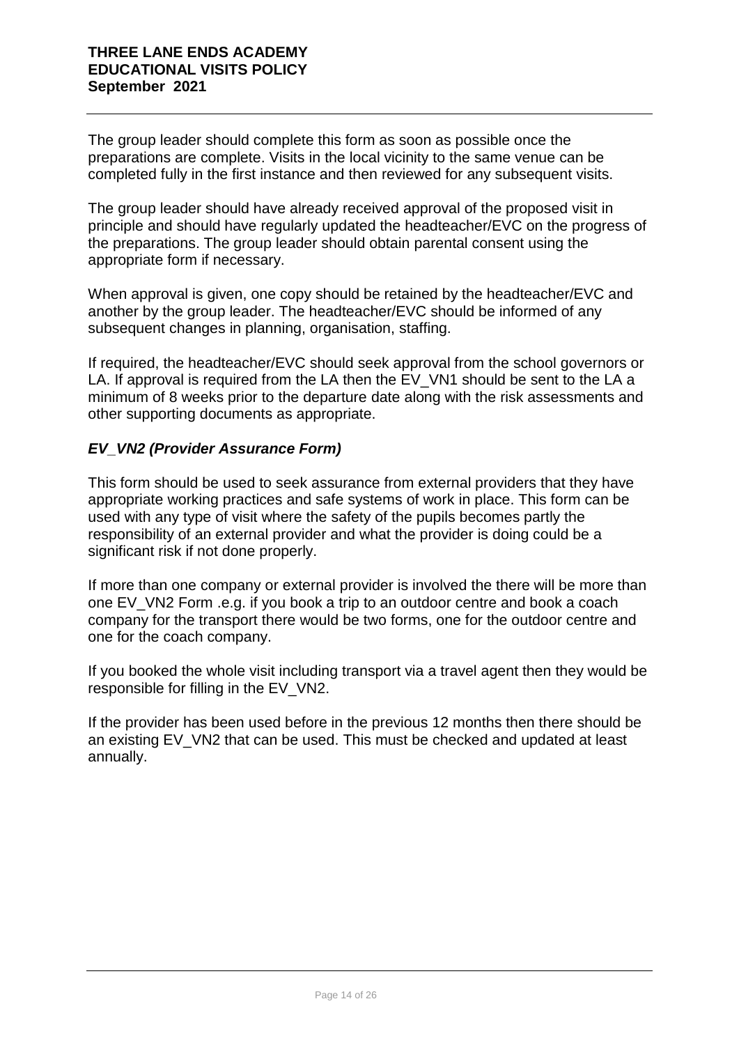The group leader should complete this form as soon as possible once the preparations are complete. Visits in the local vicinity to the same venue can be completed fully in the first instance and then reviewed for any subsequent visits.

The group leader should have already received approval of the proposed visit in principle and should have regularly updated the headteacher/EVC on the progress of the preparations. The group leader should obtain parental consent using the appropriate form if necessary.

When approval is given, one copy should be retained by the headteacher/EVC and another by the group leader. The headteacher/EVC should be informed of any subsequent changes in planning, organisation, staffing.

If required, the headteacher/EVC should seek approval from the school governors or LA. If approval is required from the LA then the EV_VN1 should be sent to the LA a minimum of 8 weeks prior to the departure date along with the risk assessments and other supporting documents as appropriate.

### *EV_VN2 (Provider Assurance Form)*

This form should be used to seek assurance from external providers that they have appropriate working practices and safe systems of work in place. This form can be used with any type of visit where the safety of the pupils becomes partly the responsibility of an external provider and what the provider is doing could be a significant risk if not done properly.

If more than one company or external provider is involved the there will be more than one EV_VN2 Form .e.g. if you book a trip to an outdoor centre and book a coach company for the transport there would be two forms, one for the outdoor centre and one for the coach company.

If you booked the whole visit including transport via a travel agent then they would be responsible for filling in the EV_VN2.

If the provider has been used before in the previous 12 months then there should be an existing EV_VN2 that can be used. This must be checked and updated at least annually.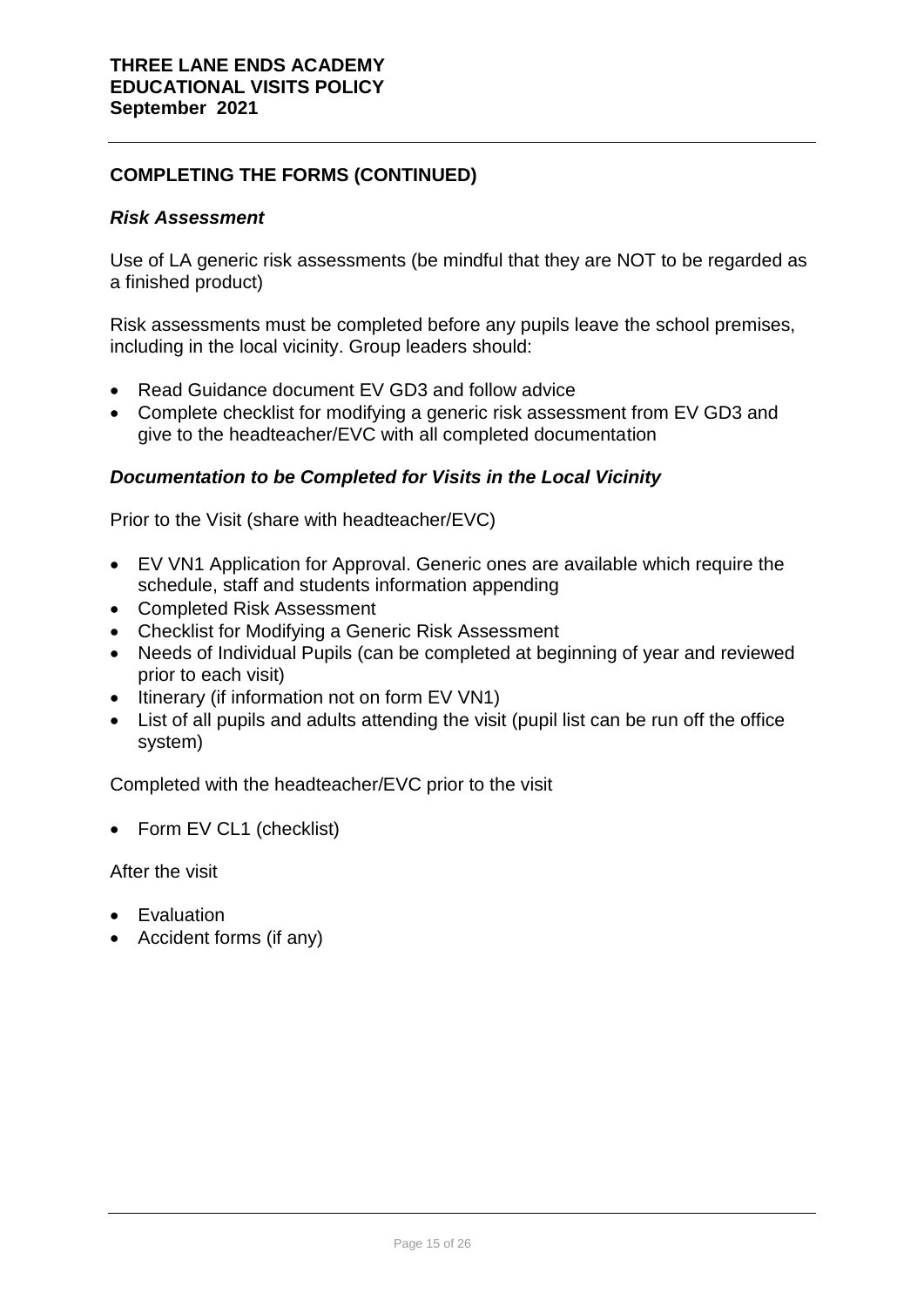## COMPLETING THE FORMS (CONTINUED)

### *Risk Assessment*

Use of LA generic risk assessments (be mindful that they are NOT to be regarded as a finished product)

Risk assessments must be completed before any pupils leave the school premises, including in the local vicinity. Group leaders should:

- Read Guidance document EV GD3 and follow advice
- Complete checklist for modifying a generic risk assessment from EV GD3 and give to the headteacher/EVC with all completed documentation

### *Documentation to be Completed for Visits in the Local Vicinity*

Prior to the Visit (share with headteacher/EVC)

- EV VN1 Application for Approval. Generic ones are available which require the schedule, staff and students information appending
- Completed Risk Assessment
- Checklist for Modifying a Generic Risk Assessment
- Needs of Individual Pupils (can be completed at beginning of year and reviewed prior to each visit)
- Itinerary (if information not on form EV VN1)
- List of all pupils and adults attending the visit (pupil list can be run off the office system)

Completed with the headteacher/EVC prior to the visit

- Form EV CL1 (checklist)

After the visit

- Evaluation
- Accident forms (if any)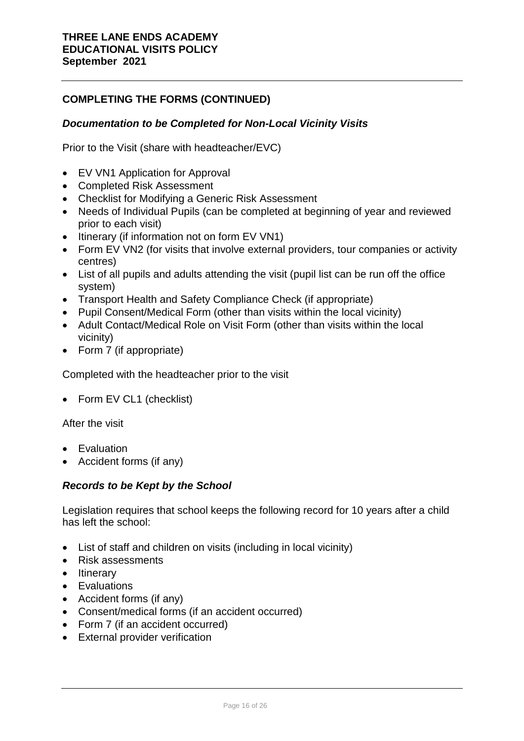## COMPLETING THE FORMS (CONTINUED)

### *Documentation to be Completed for Non-Local Vicinity Visits*

Prior to the Visit (share with headteacher/EVC)

- EV VN1 Application for Approval
- Completed Risk Assessment
- Checklist for Modifying a Generic Risk Assessment
- Needs of Individual Pupils (can be completed at beginning of year and reviewed prior to each visit)
- Itinerary (if information not on form EV VN1)
- Form EV VN2 (for visits that involve external providers, tour companies or activity centres)
- List of all pupils and adults attending the visit (pupil list can be run off the office system)
- Transport Health and Safety Compliance Check (if appropriate)
- Pupil Consent/Medical Form (other than visits within the local vicinity)
- Adult Contact/Medical Role on Visit Form (other than visits within the local vicinity)
- Form 7 (if appropriate)

Completed with the headteacher prior to the visit

- Form EV CL1 (checklist)

After the visit

- Evaluation
- Accident forms (if any)

### *Records to be Kept by the School*

Legislation requires that school keeps the following record for 10 years after a child has left the school:

- List of staff and children on visits (including in local vicinity)
- Risk assessments
- Itinerary
- Evaluations
- Accident forms (if any)
- Consent/medical forms (if an accident occurred)
- Form 7 (if an accident occurred)
- External provider verification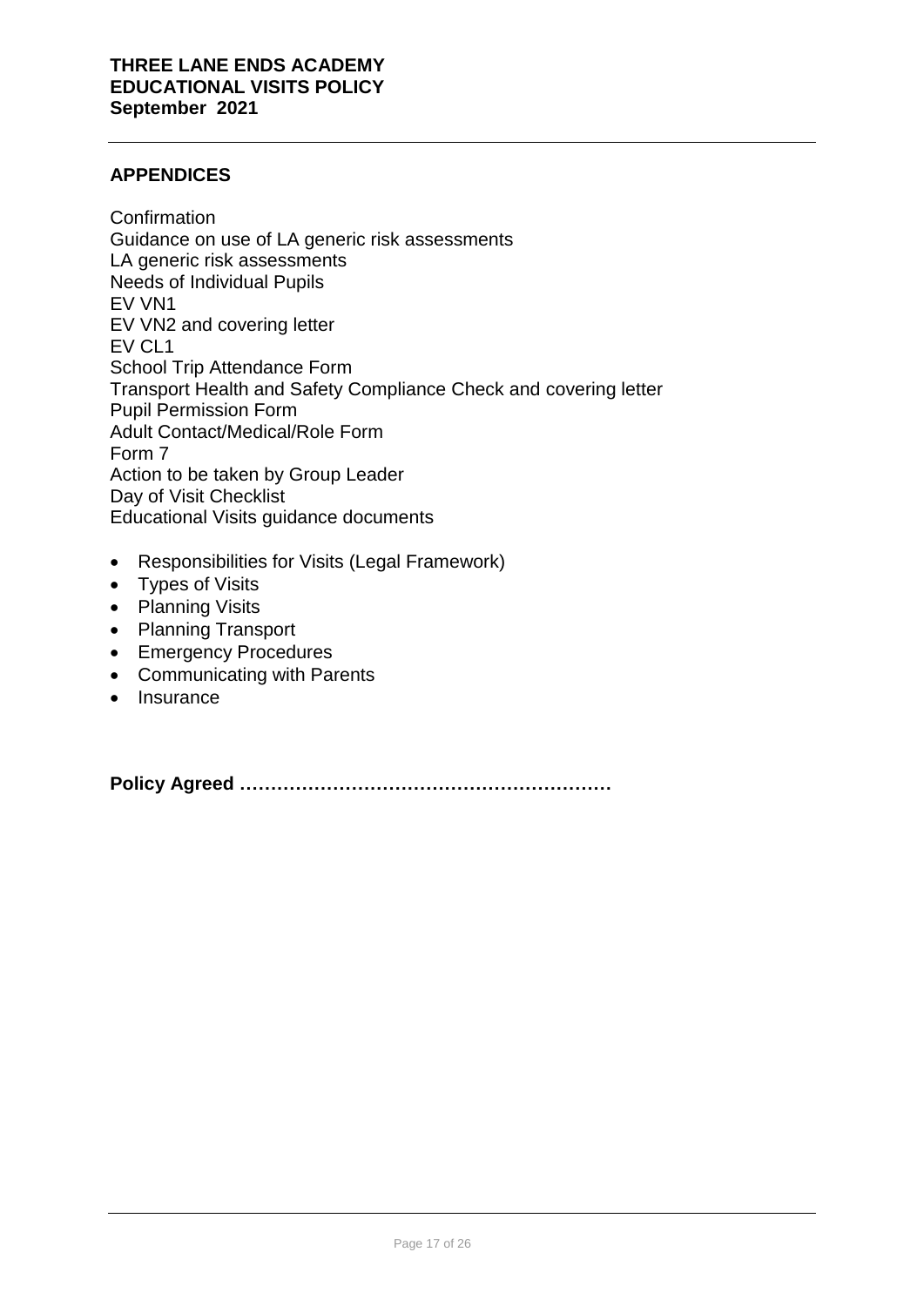## APPENDICES

Confirmation
Guidance on use of LA generic risk assessments
LA generic risk assessments
Needs of Individual Pupils
EV VN1
EV VN2 and covering letter
EV CL1
School Trip Attendance Form
Transport Health and Safety Compliance Check and covering letter
Pupil Permission Form
Adult Contact/Medical/Role Form
Form 7
Action to be taken by Group Leader
Day of Visit Checklist
Educational Visits guidance documents

- Responsibilities for Visits (Legal Framework)
- Types of Visits
- Planning Visits
- Planning Transport
- Emergency Procedures
- Communicating with Parents
- Insurance

**Policy Agreed ……………………………………………………**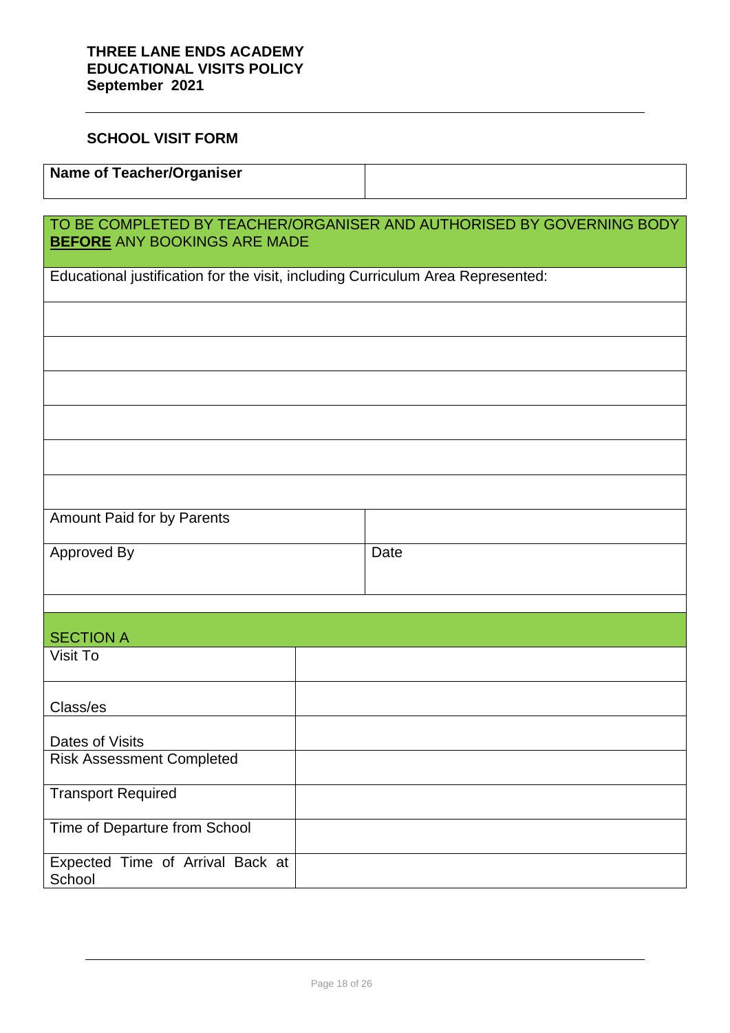## SCHOOL VISIT FORM

| **Name of Teacher/Organiser** | |
|---|---|

| TO BE COMPLETED BY TEACHER/ORGANISER AND AUTHORISED BY GOVERNING BODY **BEFORE** ANY BOOKINGS ARE MADE | |
|---|---|
| Educational justification for the visit, including Curriculum Area Represented: | |
| | |
| | |
| | |
| | |
| | |
| | |
| Amount Paid for by Parents | |
| Approved By | Date |
| | |

| SECTION A | |
|---|---|
| Visit To | |
| Class/es | |
| Dates of Visits | |
| Risk Assessment Completed | |
| Transport Required | |
| Time of Departure from School | |
| Expected Time of Arrival Back at School | |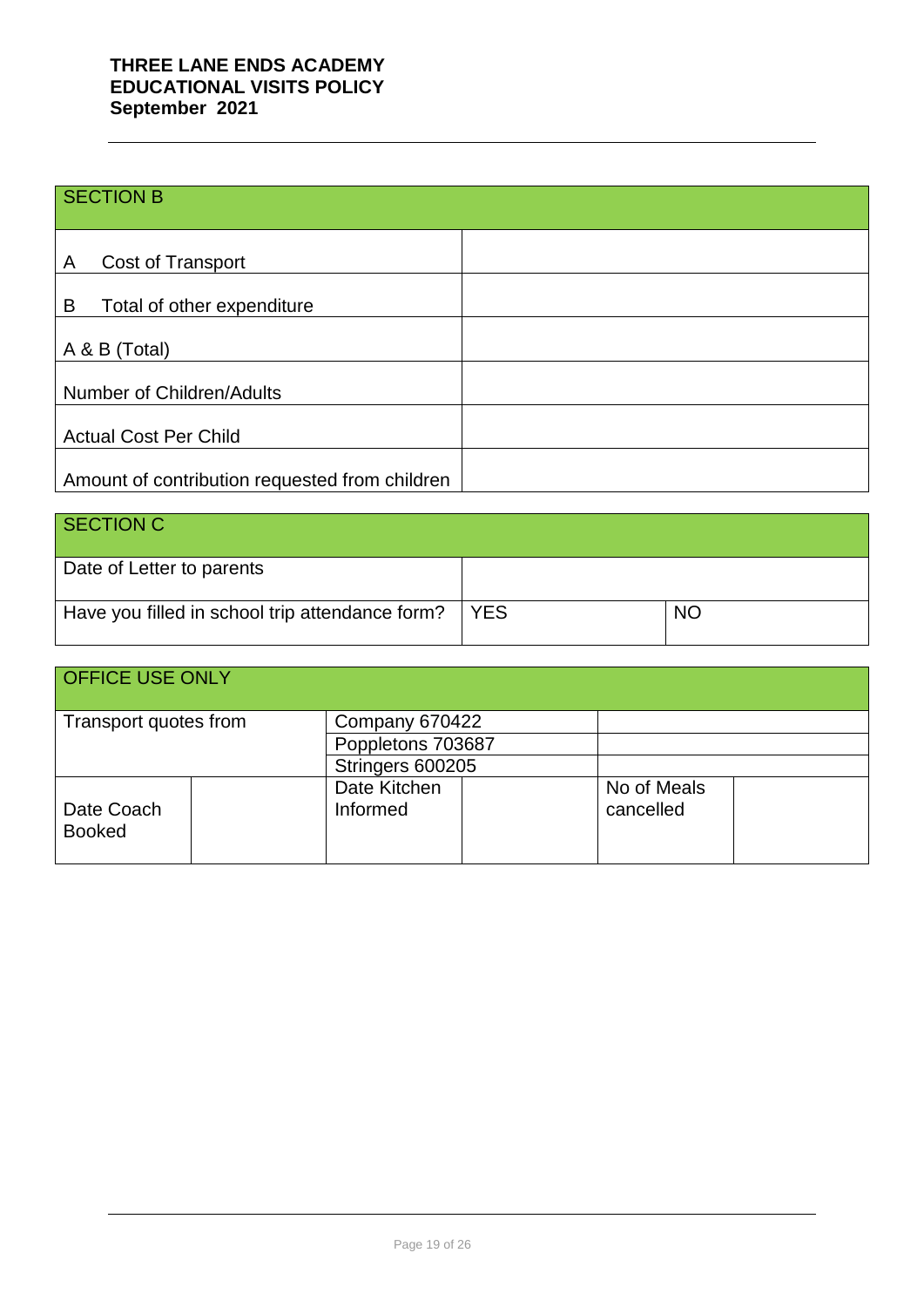| SECTION B | |
|---|---|
| A Cost of Transport | |
| B Total of other expenditure | |
| A & B (Total) | |
| Number of Children/Adults | |
| Actual Cost Per Child | |
| Amount of contribution requested from children | |

| SECTION C | | |
|---|---|---|
| Date of Letter to parents | | |
| Have you filled in school trip attendance form? | YES | NO |

| OFFICE USE ONLY | | | | | |
|---|---|---|---|---|---|
| Transport quotes from | | Company 670422 | | | |
| | | Poppletons 703687 | | | |
| | | Stringers 600205 | | | |
| Date Coach Booked | | Date Kitchen Informed | | No of Meals cancelled | |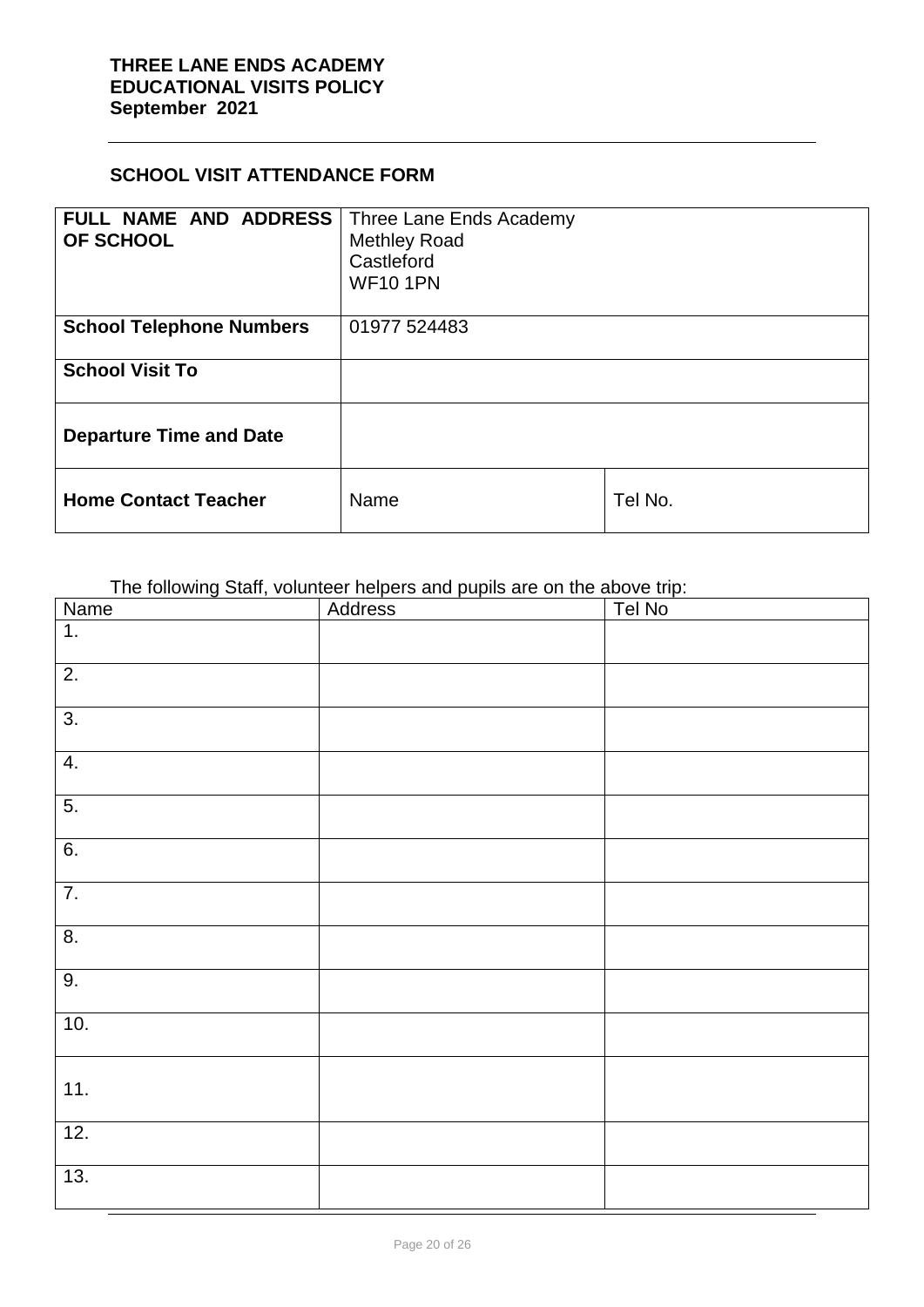## SCHOOL VISIT ATTENDANCE FORM

| **FULL NAME AND ADDRESS OF SCHOOL** | Three Lane Ends Academy<br>Methley Road<br>Castleford<br>WF10 1PN | |
|---|---|---|
| **School Telephone Numbers** | 01977 524483 | |
| **School Visit To** | | |
| **Departure Time and Date** | | |
| **Home Contact Teacher** | Name | Tel No. |

The following Staff, volunteer helpers and pupils are on the above trip:

| Name | Address | Tel No |
|---|---|---|
| 1. | | |
| 2. | | |
| 3. | | |
| 4. | | |
| 5. | | |
| 6. | | |
| 7. | | |
| 8. | | |
| 9. | | |
| 10. | | |
| 11. | | |
| 12. | | |
| 13. | | |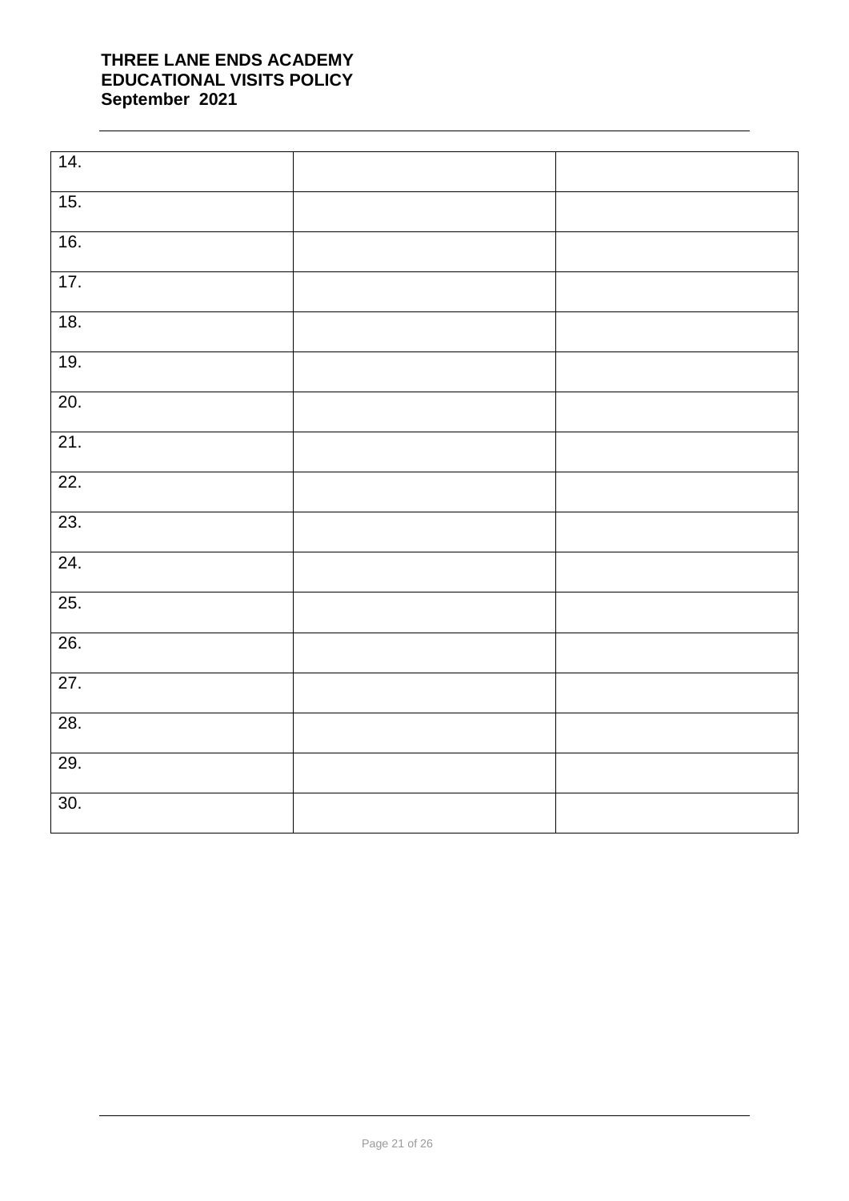| 14. | | |
|---|---|---|
| 15. | | |
| 16. | | |
| 17. | | |
| 18. | | |
| 19. | | |
| 20. | | |
| 21. | | |
| 22. | | |
| 23. | | |
| 24. | | |
| 25. | | |
| 26. | | |
| 27. | | |
| 28. | | |
| 29. | | |
| 30. | | |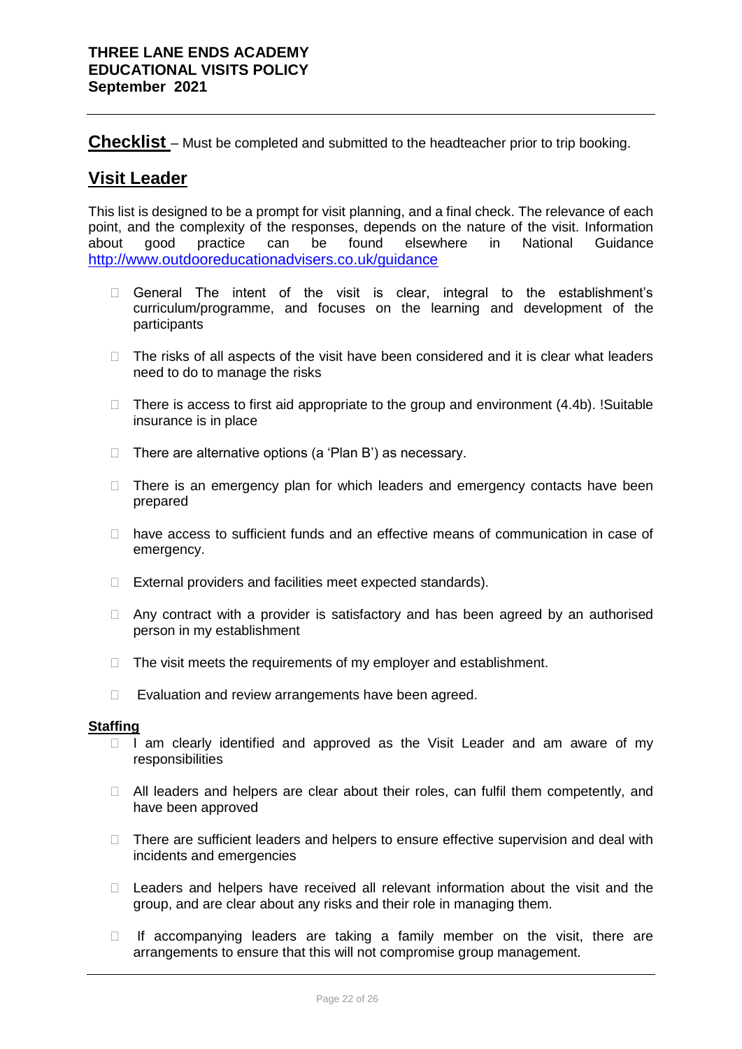**Checklist** – Must be completed and submitted to the headteacher prior to trip booking.

## Visit Leader

This list is designed to be a prompt for visit planning, and a final check. The relevance of each point, and the complexity of the responses, depends on the nature of the visit. Information about good practice can be found elsewhere in National Guidance http://www.outdooreducationadvisers.co.uk/guidance

- ☐ General The intent of the visit is clear, integral to the establishment's curriculum/programme, and focuses on the learning and development of the participants
- ☐ The risks of all aspects of the visit have been considered and it is clear what leaders need to do to manage the risks
- ☐ There is access to first aid appropriate to the group and environment (4.4b). !Suitable insurance is in place
- ☐ There are alternative options (a 'Plan B') as necessary.
- ☐ There is an emergency plan for which leaders and emergency contacts have been prepared
- ☐ have access to sufficient funds and an effective means of communication in case of emergency.
- ☐ External providers and facilities meet expected standards).
- ☐ Any contract with a provider is satisfactory and has been agreed by an authorised person in my establishment
- ☐ The visit meets the requirements of my employer and establishment.
- ☐ Evaluation and review arrangements have been agreed.

### Staffing

- ☐ I am clearly identified and approved as the Visit Leader and am aware of my responsibilities
- ☐ All leaders and helpers are clear about their roles, can fulfil them competently, and have been approved
- ☐ There are sufficient leaders and helpers to ensure effective supervision and deal with incidents and emergencies
- ☐ Leaders and helpers have received all relevant information about the visit and the group, and are clear about any risks and their role in managing them.
- ☐ If accompanying leaders are taking a family member on the visit, there are arrangements to ensure that this will not compromise group management.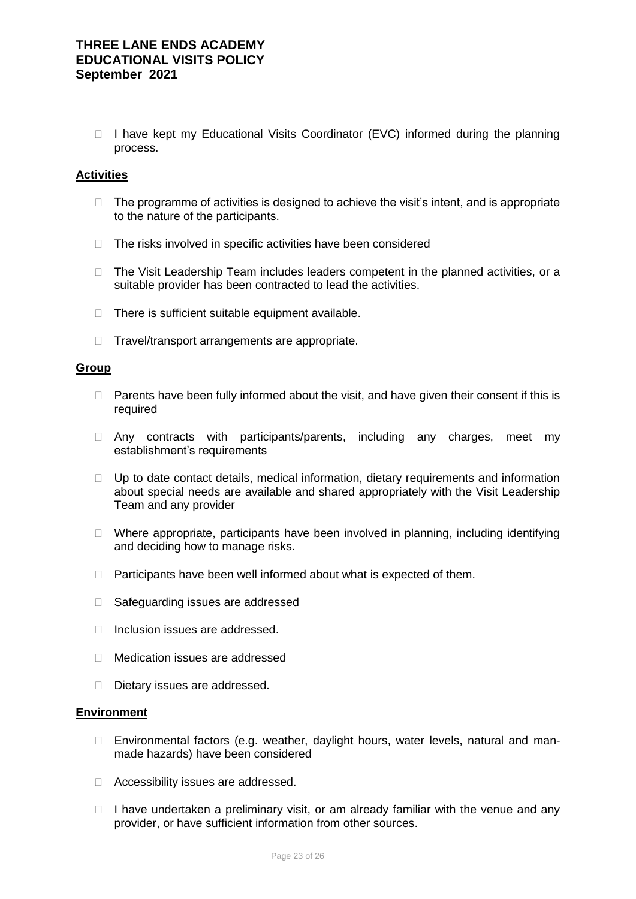- I have kept my Educational Visits Coordinator (EVC) informed during the planning process.

**Activities**

- The programme of activities is designed to achieve the visit's intent, and is appropriate to the nature of the participants.
- The risks involved in specific activities have been considered
- The Visit Leadership Team includes leaders competent in the planned activities, or a suitable provider has been contracted to lead the activities.
- There is sufficient suitable equipment available.
- Travel/transport arrangements are appropriate.

**Group**

- Parents have been fully informed about the visit, and have given their consent if this is required
- Any contracts with participants/parents, including any charges, meet my establishment's requirements
- Up to date contact details, medical information, dietary requirements and information about special needs are available and shared appropriately with the Visit Leadership Team and any provider
- Where appropriate, participants have been involved in planning, including identifying and deciding how to manage risks.
- Participants have been well informed about what is expected of them.
- Safeguarding issues are addressed
- Inclusion issues are addressed.
- Medication issues are addressed
- Dietary issues are addressed.

**Environment**

- Environmental factors (e.g. weather, daylight hours, water levels, natural and man-made hazards) have been considered
- Accessibility issues are addressed.
- I have undertaken a preliminary visit, or am already familiar with the venue and any provider, or have sufficient information from other sources.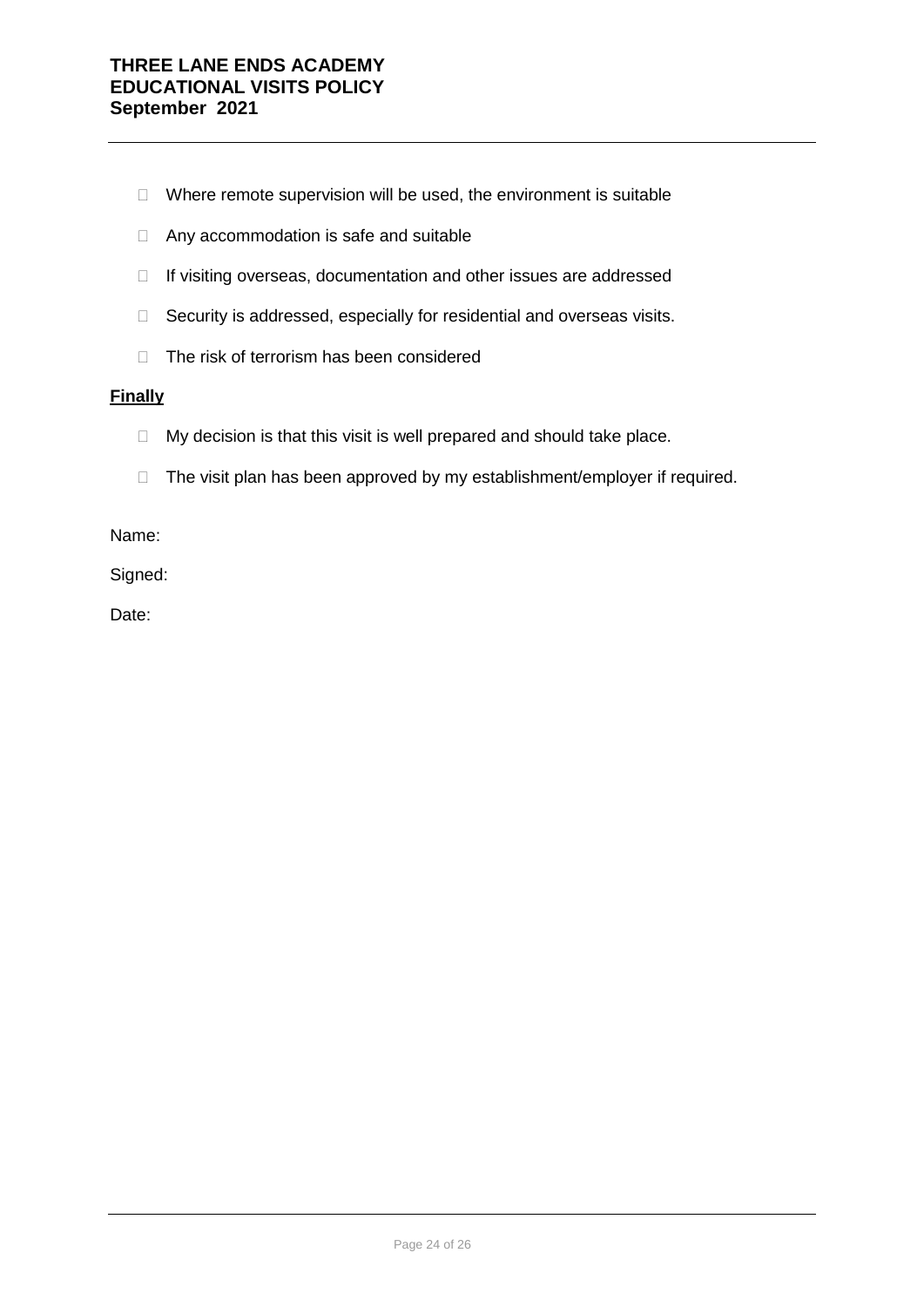- Where remote supervision will be used, the environment is suitable
- Any accommodation is safe and suitable
- If visiting overseas, documentation and other issues are addressed
- Security is addressed, especially for residential and overseas visits.
- The risk of terrorism has been considered

**Finally**

- My decision is that this visit is well prepared and should take place.
- The visit plan has been approved by my establishment/employer if required.

Name:

Signed:

Date: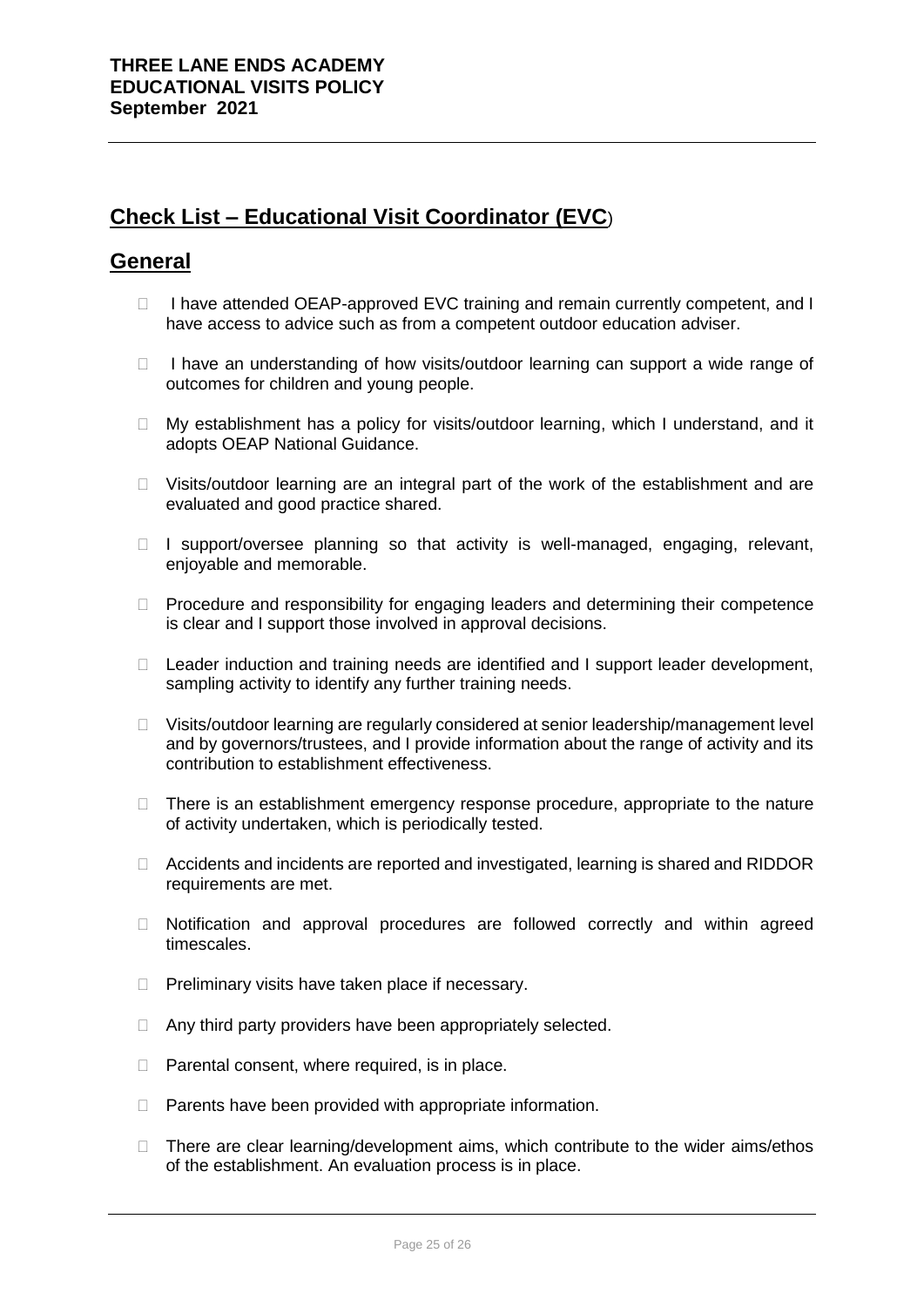## Check List – Educational Visit Coordinator (EVC)

## General

- I have attended OEAP-approved EVC training and remain currently competent, and I have access to advice such as from a competent outdoor education adviser.
- I have an understanding of how visits/outdoor learning can support a wide range of outcomes for children and young people.
- My establishment has a policy for visits/outdoor learning, which I understand, and it adopts OEAP National Guidance.
- Visits/outdoor learning are an integral part of the work of the establishment and are evaluated and good practice shared.
- I support/oversee planning so that activity is well-managed, engaging, relevant, enjoyable and memorable.
- Procedure and responsibility for engaging leaders and determining their competence is clear and I support those involved in approval decisions.
- Leader induction and training needs are identified and I support leader development, sampling activity to identify any further training needs.
- Visits/outdoor learning are regularly considered at senior leadership/management level and by governors/trustees, and I provide information about the range of activity and its contribution to establishment effectiveness.
- There is an establishment emergency response procedure, appropriate to the nature of activity undertaken, which is periodically tested.
- Accidents and incidents are reported and investigated, learning is shared and RIDDOR requirements are met.
- Notification and approval procedures are followed correctly and within agreed timescales.
- Preliminary visits have taken place if necessary.
- Any third party providers have been appropriately selected.
- Parental consent, where required, is in place.
- Parents have been provided with appropriate information.
- There are clear learning/development aims, which contribute to the wider aims/ethos of the establishment. An evaluation process is in place.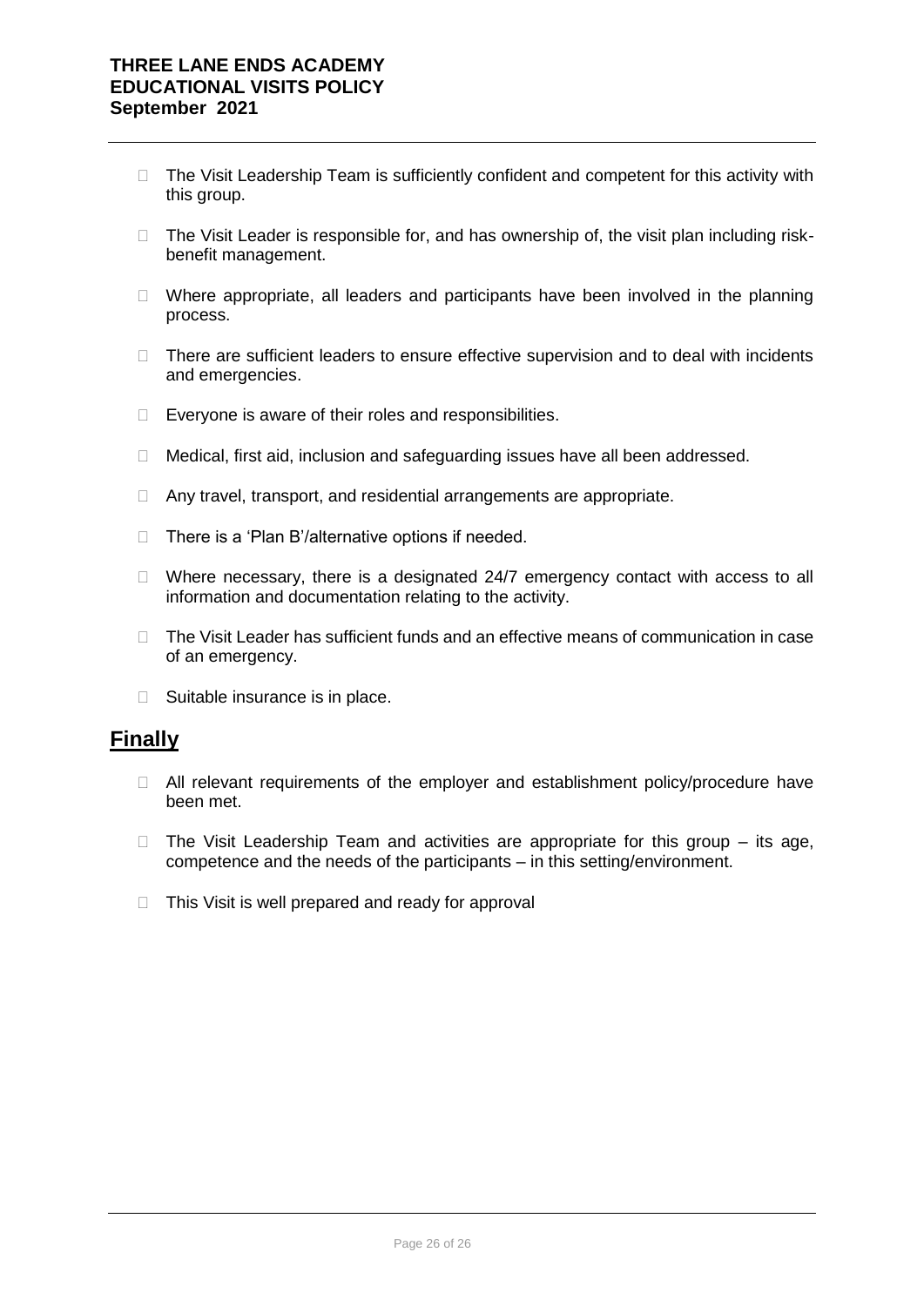- The Visit Leadership Team is sufficiently confident and competent for this activity with this group.
- The Visit Leader is responsible for, and has ownership of, the visit plan including risk-benefit management.
- Where appropriate, all leaders and participants have been involved in the planning process.
- There are sufficient leaders to ensure effective supervision and to deal with incidents and emergencies.
- Everyone is aware of their roles and responsibilities.
- Medical, first aid, inclusion and safeguarding issues have all been addressed.
- Any travel, transport, and residential arrangements are appropriate.
- There is a 'Plan B'/alternative options if needed.
- Where necessary, there is a designated 24/7 emergency contact with access to all information and documentation relating to the activity.
- The Visit Leader has sufficient funds and an effective means of communication in case of an emergency.
- Suitable insurance is in place.

## Finally

- All relevant requirements of the employer and establishment policy/procedure have been met.
- The Visit Leadership Team and activities are appropriate for this group – its age, competence and the needs of the participants – in this setting/environment.
- This Visit is well prepared and ready for approval